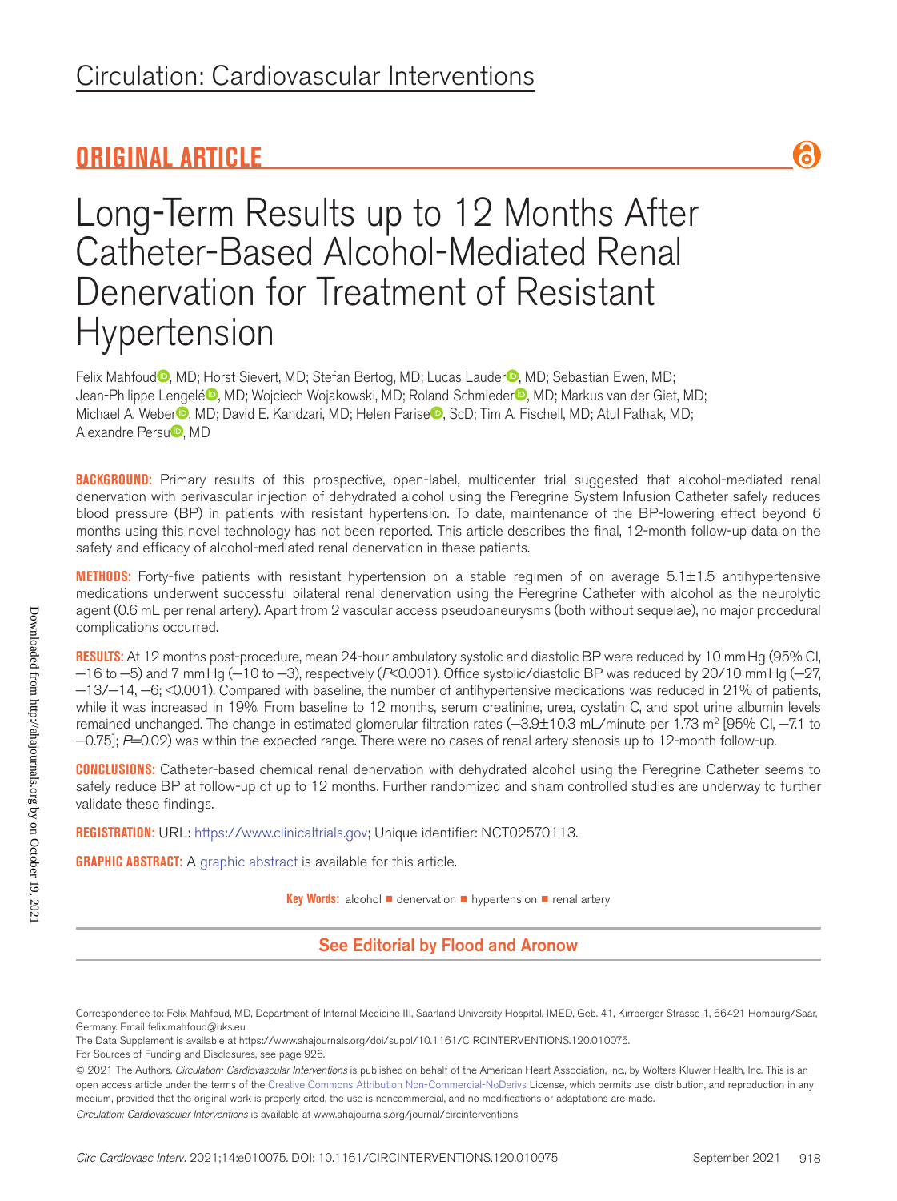# Circulation: Cardiovascular Interventions

## ORIGINAL ARTICLE

# Long-Term Results up to 12 Months After Catheter-Based Alcohol-Mediated Renal Denervation for Treatment of Resistant Hypertension

Felix Mahfoud, MD; Horst Sievert, MD; Stefan Bertog, MD; Lucas Lauder, MD; Sebastian Ewen, MD; Jean-Philippe Lengelé, MD; Wojciech Wojakowski, MD; Roland Schmieder, MD; Markus van der Giet, MD; Michael A. Weber, MD; David E. Kandzari, MD; Helen Parise, ScD; Tim A. Fischell, MD; Atul Pathak, MD; Alexandre Persu, MD

**BACKGROUND:** Primary results of this prospective, open-label, multicenter trial suggested that alcohol-mediated renal denervation with perivascular injection of dehydrated alcohol using the Peregrine System Infusion Catheter safely reduces blood pressure (BP) in patients with resistant hypertension. To date, maintenance of the BP-lowering effect beyond 6 months using this novel technology has not been reported. This article describes the final, 12-month follow-up data on the safety and efficacy of alcohol-mediated renal denervation in these patients.

**METHODS:** Forty-five patients with resistant hypertension on a stable regimen of on average 5.1±1.5 antihypertensive medications underwent successful bilateral renal denervation using the Peregrine Catheter with alcohol as the neurolytic agent (0.6 mL per renal artery). Apart from 2 vascular access pseudoaneurysms (both without sequelae), no major procedural complications occurred.

**RESULTS:** At 12 months post-procedure, mean 24-hour ambulatory systolic and diastolic BP were reduced by 10 mm Hg (95% CI, −16 to −5) and 7 mm Hg (−10 to −3), respectively (*P*<0.001). Office systolic/diastolic BP was reduced by 20/10 mm Hg (−27, −13/−14, −6; <0.001). Compared with baseline, the number of antihypertensive medications was reduced in 21% of patients, while it was increased in 19%. From baseline to 12 months, serum creatinine, urea, cystatin C, and spot urine albumin levels remained unchanged. The change in estimated glomerular filtration rates (−3.9±10.3 mL/minute per 1.73 m$^2$ [95% CI, −7.1 to −0.75]; *P*=0.02) was within the expected range. There were no cases of renal artery stenosis up to 12-month follow-up.

**CONCLUSIONS:** Catheter-based chemical renal denervation with dehydrated alcohol using the Peregrine Catheter seems to safely reduce BP at follow-up of up to 12 months. Further randomized and sham controlled studies are underway to further validate these findings.

**REGISTRATION:** URL: https://www.clinicaltrials.gov; Unique identifier: NCT02570113.

**GRAPHIC ABSTRACT:** A graphic abstract is available for this article.

**Key Words:** alcohol ■ denervation ■ hypertension ■ renal artery

**See Editorial by Flood and Aronow**

Correspondence to: Felix Mahfoud, MD, Department of Internal Medicine III, Saarland University Hospital, IMED, Geb. 41, Kirrberger Strasse 1, 66421 Homburg/Saar, Germany. Email felix.mahfoud@uks.eu

The Data Supplement is available at https://www.ahajournals.org/doi/suppl/10.1161/CIRCINTERVENTIONS.120.010075.

For Sources of Funding and Disclosures, see page 926.

© 2021 The Authors. *Circulation: Cardiovascular Interventions* is published on behalf of the American Heart Association, Inc., by Wolters Kluwer Health, Inc. This is an open access article under the terms of the Creative Commons Attribution Non-Commercial-NoDerivs License, which permits use, distribution, and reproduction in any medium, provided that the original work is properly cited, the use is noncommercial, and no modifications or adaptations are made.

*Circulation: Cardiovascular Interventions* is available at www.ahajournals.org/journal/circinterventions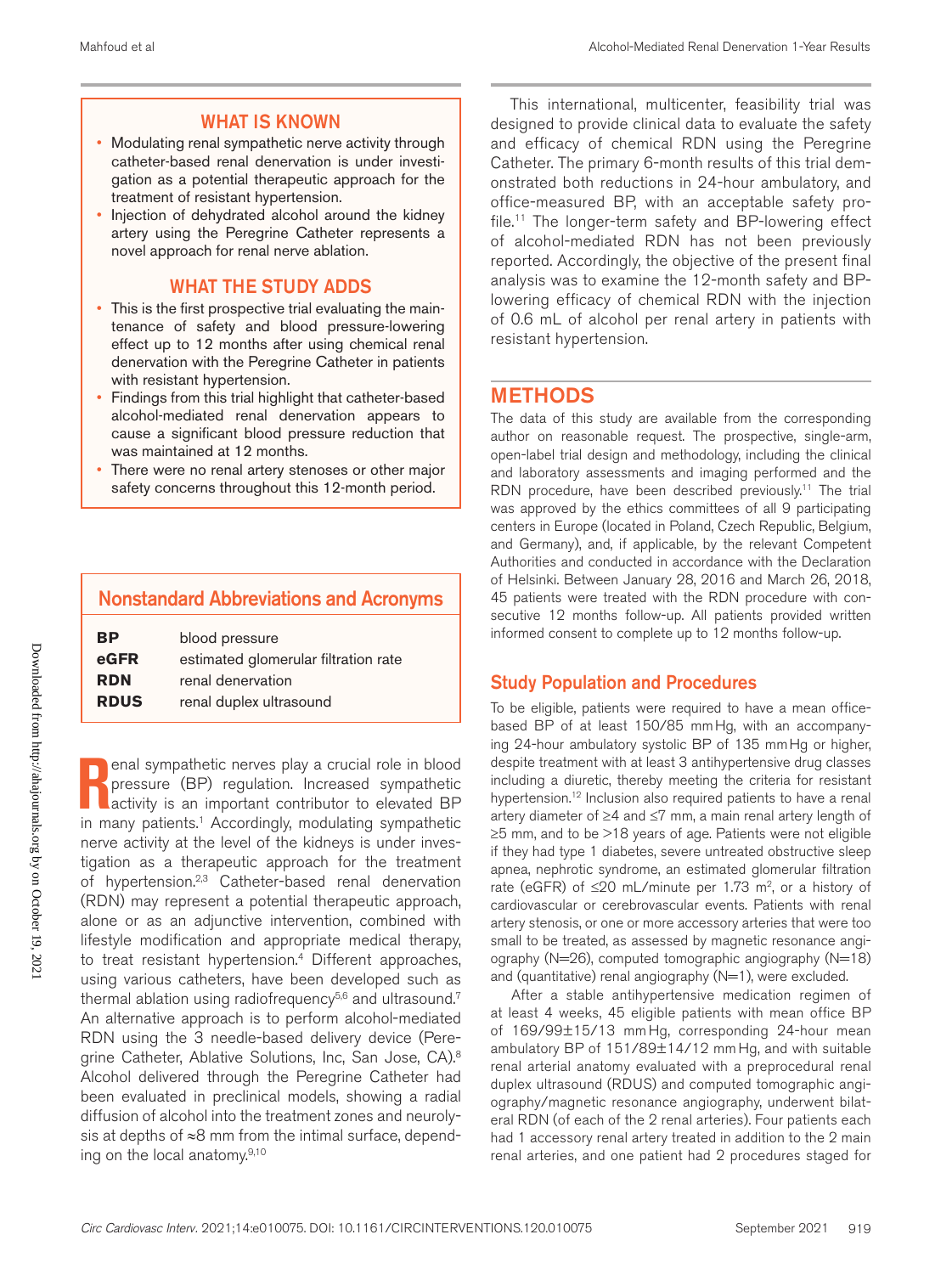## WHAT IS KNOWN

- Modulating renal sympathetic nerve activity through catheter-based renal denervation is under investigation as a potential therapeutic approach for the treatment of resistant hypertension.
- Injection of dehydrated alcohol around the kidney artery using the Peregrine Catheter represents a novel approach for renal nerve ablation.

## WHAT THE STUDY ADDS

- This is the first prospective trial evaluating the maintenance of safety and blood pressure-lowering effect up to 12 months after using chemical renal denervation with the Peregrine Catheter in patients with resistant hypertension.
- Findings from this trial highlight that catheter-based alcohol-mediated renal denervation appears to cause a significant blood pressure reduction that was maintained at 12 months.
- There were no renal artery stenoses or other major safety concerns throughout this 12-month period.

## Nonstandard Abbreviations and Acronyms

| | |
|---|---|
| **BP** | blood pressure |
| **eGFR** | estimated glomerular filtration rate |
| **RDN** | renal denervation |
| **RDUS** | renal duplex ultrasound |

Renal sympathetic nerves play a crucial role in blood pressure (BP) regulation. Increased sympathetic activity is an important contributor to elevated BP in many patients.[1] Accordingly, modulating sympathetic nerve activity at the level of the kidneys is under investigation as a therapeutic approach for the treatment of hypertension.[2,3] Catheter-based renal denervation (RDN) may represent a potential therapeutic approach, alone or as an adjunctive intervention, combined with lifestyle modification and appropriate medical therapy, to treat resistant hypertension.[4] Different approaches, using various catheters, have been developed such as thermal ablation using radiofrequency[5,6] and ultrasound.[7] An alternative approach is to perform alcohol-mediated RDN using the 3 needle-based delivery device (Peregrine Catheter, Ablative Solutions, Inc, San Jose, CA).[8] Alcohol delivered through the Peregrine Catheter had been evaluated in preclinical models, showing a radial diffusion of alcohol into the treatment zones and neurolysis at depths of ≈8 mm from the intimal surface, depending on the local anatomy.[9,10]

This international, multicenter, feasibility trial was designed to provide clinical data to evaluate the safety and efficacy of chemical RDN using the Peregrine Catheter. The primary 6-month results of this trial demonstrated both reductions in 24-hour ambulatory, and office-measured BP, with an acceptable safety profile.[11] The longer-term safety and BP-lowering effect of alcohol-mediated RDN has not been previously reported. Accordingly, the objective of the present final analysis was to examine the 12-month safety and BP-lowering efficacy of chemical RDN with the injection of 0.6 mL of alcohol per renal artery in patients with resistant hypertension.

# METHODS

The data of this study are available from the corresponding author on reasonable request. The prospective, single-arm, open-label trial design and methodology, including the clinical and laboratory assessments and imaging performed and the RDN procedure, have been described previously.[11] The trial was approved by the ethics committees of all 9 participating centers in Europe (located in Poland, Czech Republic, Belgium, and Germany), and, if applicable, by the relevant Competent Authorities and conducted in accordance with the Declaration of Helsinki. Between January 28, 2016 and March 26, 2018, 45 patients were treated with the RDN procedure with consecutive 12 months follow-up. All patients provided written informed consent to complete up to 12 months follow-up.

## Study Population and Procedures

To be eligible, patients were required to have a mean office-based BP of at least 150/85 mm Hg, with an accompanying 24-hour ambulatory systolic BP of 135 mm Hg or higher, despite treatment with at least 3 antihypertensive drug classes including a diuretic, thereby meeting the criteria for resistant hypertension.[12] Inclusion also required patients to have a renal artery diameter of ≥4 and ≤7 mm, a main renal artery length of ≥5 mm, and to be >18 years of age. Patients were not eligible if they had type 1 diabetes, severe untreated obstructive sleep apnea, nephrotic syndrome, an estimated glomerular filtration rate (eGFR) of ≤20 mL/minute per 1.73 $m^2$, or a history of cardiovascular or cerebrovascular events. Patients with renal artery stenosis, or one or more accessory arteries that were too small to be treated, as assessed by magnetic resonance angiography (N=26), computed tomographic angiography (N=18) and (quantitative) renal angiography (N=1), were excluded.

After a stable antihypertensive medication regimen of at least 4 weeks, 45 eligible patients with mean office BP of 169/99±15/13 mm Hg, corresponding 24-hour mean ambulatory BP of 151/89±14/12 mm Hg, and with suitable renal arterial anatomy evaluated with a preprocedural renal duplex ultrasound (RDUS) and computed tomographic angiography/magnetic resonance angiography, underwent bilateral RDN (of each of the 2 renal arteries). Four patients each had 1 accessory renal artery treated in addition to the 2 main renal arteries, and one patient had 2 procedures staged for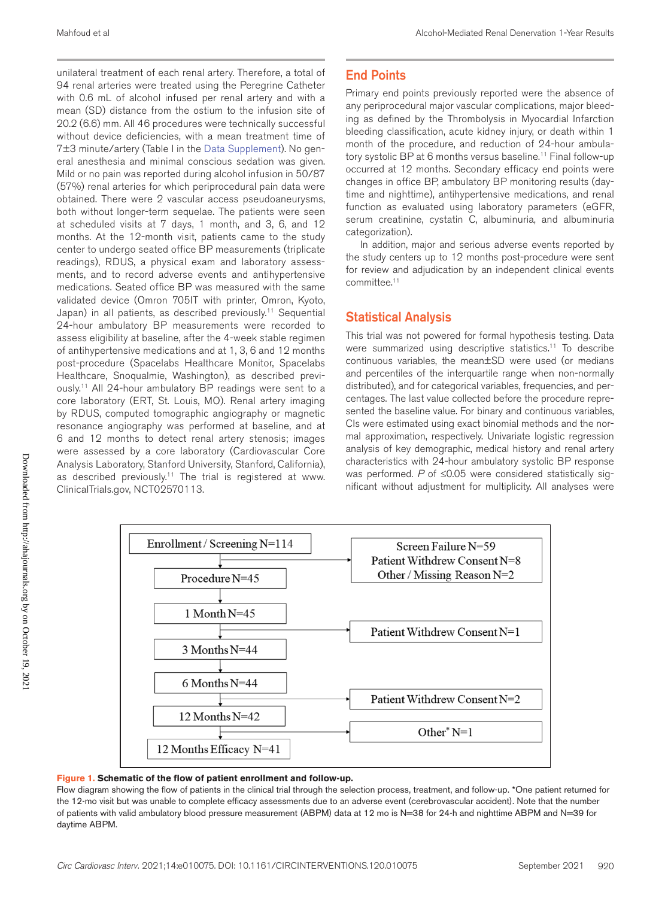unilateral treatment of each renal artery. Therefore, a total of 94 renal arteries were treated using the Peregrine Catheter with 0.6 mL of alcohol infused per renal artery and with a mean (SD) distance from the ostium to the infusion site of 20.2 (6.6) mm. All 46 procedures were technically successful without device deficiencies, with a mean treatment time of 7±3 minute/artery (Table I in the Data Supplement). No general anesthesia and minimal conscious sedation was given. Mild or no pain was reported during alcohol infusion in 50/87 (57%) renal arteries for which periprocedural pain data were obtained. There were 2 vascular access pseudoaneurysms, both without longer-term sequelae. The patients were seen at scheduled visits at 7 days, 1 month, and 3, 6, and 12 months. At the 12-month visit, patients came to the study center to undergo seated office BP measurements (triplicate readings), RDUS, a physical exam and laboratory assessments, and to record adverse events and antihypertensive medications. Seated office BP was measured with the same validated device (Omron 705IT with printer, Omron, Kyoto, Japan) in all patients, as described previously.[11] Sequential 24-hour ambulatory BP measurements were recorded to assess eligibility at baseline, after the 4-week stable regimen of antihypertensive medications and at 1, 3, 6 and 12 months post-procedure (Spacelabs Healthcare Monitor, Spacelabs Healthcare, Snoqualmie, Washington), as described previously.[11] All 24-hour ambulatory BP readings were sent to a core laboratory (ERT, St. Louis, MO). Renal artery imaging by RDUS, computed tomographic angiography or magnetic resonance angiography was performed at baseline, and at 6 and 12 months to detect renal artery stenosis; images were assessed by a core laboratory (Cardiovascular Core Analysis Laboratory, Stanford University, Stanford, California), as described previously.[11] The trial is registered at www.ClinicalTrials.gov, NCT02570113.

## End Points

Primary end points previously reported were the absence of any periprocedural major vascular complications, major bleeding as defined by the Thrombolysis in Myocardial Infarction bleeding classification, acute kidney injury, or death within 1 month of the procedure, and reduction of 24-hour ambulatory systolic BP at 6 months versus baseline.[11] Final follow-up occurred at 12 months. Secondary efficacy end points were changes in office BP, ambulatory BP monitoring results (daytime and nighttime), antihypertensive medications, and renal function as evaluated using laboratory parameters (eGFR, serum creatinine, cystatin C, albuminuria, and albuminuria categorization).

In addition, major and serious adverse events reported by the study centers up to 12 months post-procedure were sent for review and adjudication by an independent clinical events committee.[11]

## Statistical Analysis

This trial was not powered for formal hypothesis testing. Data were summarized using descriptive statistics.[11] To describe continuous variables, the mean±SD were used (or medians and percentiles of the interquartile range when non-normally distributed), and for categorical variables, frequencies, and percentages. The last value collected before the procedure represented the baseline value. For binary and continuous variables, CIs were estimated using exact binomial methods and the normal approximation, respectively. Univariate logistic regression analysis of key demographic, medical history and renal artery characteristics with 24-hour ambulatory systolic BP response was performed. $P$ of ≤0.05 were considered statistically significant without adjustment for multiplicity. All analyses were

Enrollment / Screening N=114 → Screen Failure N=59; Patient Withdrew Consent N=8; Other / Missing Reason N=2

Procedure N=45

1 Month N=45 → Patient Withdrew Consent N=1

3 Months N=44

6 Months N=44 → Patient Withdrew Consent N=2

12 Months N=42 → Other* N=1

12 Months Efficacy N=41

**Figure 1. Schematic of the flow of patient enrollment and follow-up.**

Flow diagram showing the flow of patients in the clinical trial through the selection process, treatment, and follow-up. *One patient returned for the 12-mo visit but was unable to complete efficacy assessments due to an adverse event (cerebrovascular accident). Note that the number of patients with valid ambulatory blood pressure measurement (ABPM) data at 12 mo is N=38 for 24-h and nighttime ABPM and N=39 for daytime ABPM.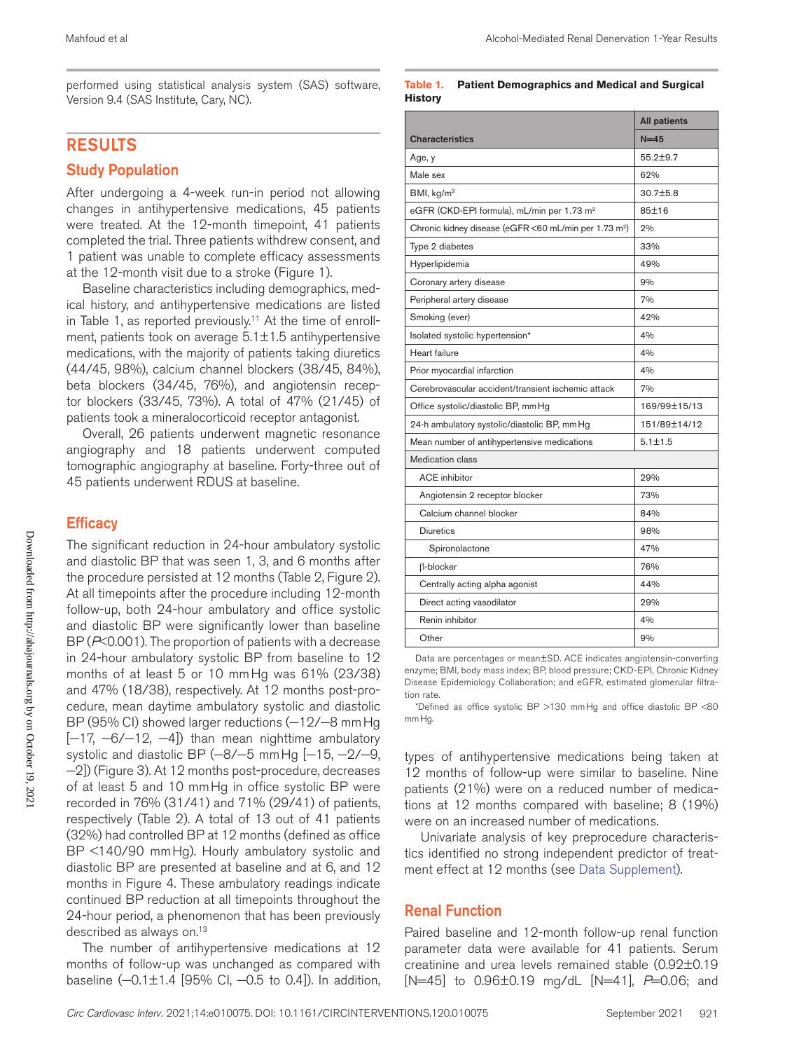performed using statistical analysis system (SAS) software, Version 9.4 (SAS Institute, Cary, NC).

## RESULTS

### Study Population

After undergoing a 4-week run-in period not allowing changes in antihypertensive medications, 45 patients were treated. At the 12-month timepoint, 41 patients completed the trial. Three patients withdrew consent, and 1 patient was unable to complete efficacy assessments at the 12-month visit due to a stroke (Figure 1).

Baseline characteristics including demographics, medical history, and antihypertensive medications are listed in Table 1, as reported previously.[11] At the time of enrollment, patients took on average 5.1±1.5 antihypertensive medications, with the majority of patients taking diuretics (44/45, 98%), calcium channel blockers (38/45, 84%), beta blockers (34/45, 76%), and angiotensin receptor blockers (33/45, 73%). A total of 47% (21/45) of patients took a mineralocorticoid receptor antagonist.

Overall, 26 patients underwent magnetic resonance angiography and 18 patients underwent computed tomographic angiography at baseline. Forty-three out of 45 patients underwent RDUS at baseline.

### Efficacy

The significant reduction in 24-hour ambulatory systolic and diastolic BP that was seen 1, 3, and 6 months after the procedure persisted at 12 months (Table 2, Figure 2). At all timepoints after the procedure including 12-month follow-up, both 24-hour ambulatory and office systolic and diastolic BP were significantly lower than baseline BP ($P<0.001$). The proportion of patients with a decrease in 24-hour ambulatory systolic BP from baseline to 12 months of at least 5 or 10 mm Hg was 61% (23/38) and 47% (18/38), respectively. At 12 months post-procedure, mean daytime ambulatory systolic and diastolic BP (95% CI) showed larger reductions (−12/−8 mm Hg [−17, −6/−12, −4]) than mean nighttime ambulatory systolic and diastolic BP (−8/−5 mm Hg [−15, −2/−9, −2]) (Figure 3). At 12 months post-procedure, decreases of at least 5 and 10 mm Hg in office systolic BP were recorded in 76% (31/41) and 71% (29/41) of patients, respectively (Table 2). A total of 13 out of 41 patients (32%) had controlled BP at 12 months (defined as office BP <140/90 mm Hg). Hourly ambulatory systolic and diastolic BP are presented at baseline and at 6, and 12 months in Figure 4. These ambulatory readings indicate continued BP reduction at all timepoints throughout the 24-hour period, a phenomenon that has been previously described as always on.[13]

The number of antihypertensive medications at 12 months of follow-up was unchanged as compared with baseline (−0.1±1.4 [95% CI, −0.5 to 0.4]). In addition, types of antihypertensive medications being taken at 12 months of follow-up were similar to baseline. Nine patients (21%) were on a reduced number of medications at 12 months compared with baseline; 8 (19%) were on an increased number of medications.

Univariate analysis of key preprocedure characteristics identified no strong independent predictor of treatment effect at 12 months (see Data Supplement).

**Table 1. Patient Demographics and Medical and Surgical History**

| Characteristics | All patients N=45 |
|---|---|
| Age, y | 55.2±9.7 |
| Male sex | 62% |
| BMI, kg/m² | 30.7±5.8 |
| eGFR (CKD-EPI formula), mL/min per 1.73 m² | 85±16 |
| Chronic kidney disease (eGFR <60 mL/min per 1.73 m²) | 2% |
| Type 2 diabetes | 33% |
| Hyperlipidemia | 49% |
| Coronary artery disease | 9% |
| Peripheral artery disease | 7% |
| Smoking (ever) | 42% |
| Isolated systolic hypertension* | 4% |
| Heart failure | 4% |
| Prior myocardial infarction | 4% |
| Cerebrovascular accident/transient ischemic attack | 7% |
| Office systolic/diastolic BP, mm Hg | 169/99±15/13 |
| 24-h ambulatory systolic/diastolic BP, mm Hg | 151/89±14/12 |
| Mean number of antihypertensive medications | 5.1±1.5 |
| Medication class | |
| ACE inhibitor | 29% |
| Angiotensin 2 receptor blocker | 73% |
| Calcium channel blocker | 84% |
| Diuretics | 98% |
| Spironolactone | 47% |
| β-blocker | 76% |
| Centrally acting alpha agonist | 44% |
| Direct acting vasodilator | 29% |
| Renin inhibitor | 4% |
| Other | 9% |

Data are percentages or mean±SD. ACE indicates angiotensin-converting enzyme; BMI, body mass index; BP, blood pressure; CKD-EPI, Chronic Kidney Disease Epidemiology Collaboration; and eGFR, estimated glomerular filtration rate.

*Defined as office systolic BP >130 mm Hg and office diastolic BP <80 mm Hg.

### Renal Function

Paired baseline and 12-month follow-up renal function parameter data were available for 41 patients. Serum creatinine and urea levels remained stable (0.92±0.19 [N=45] to 0.96±0.19 mg/dL [N=41], $P=0.06$; and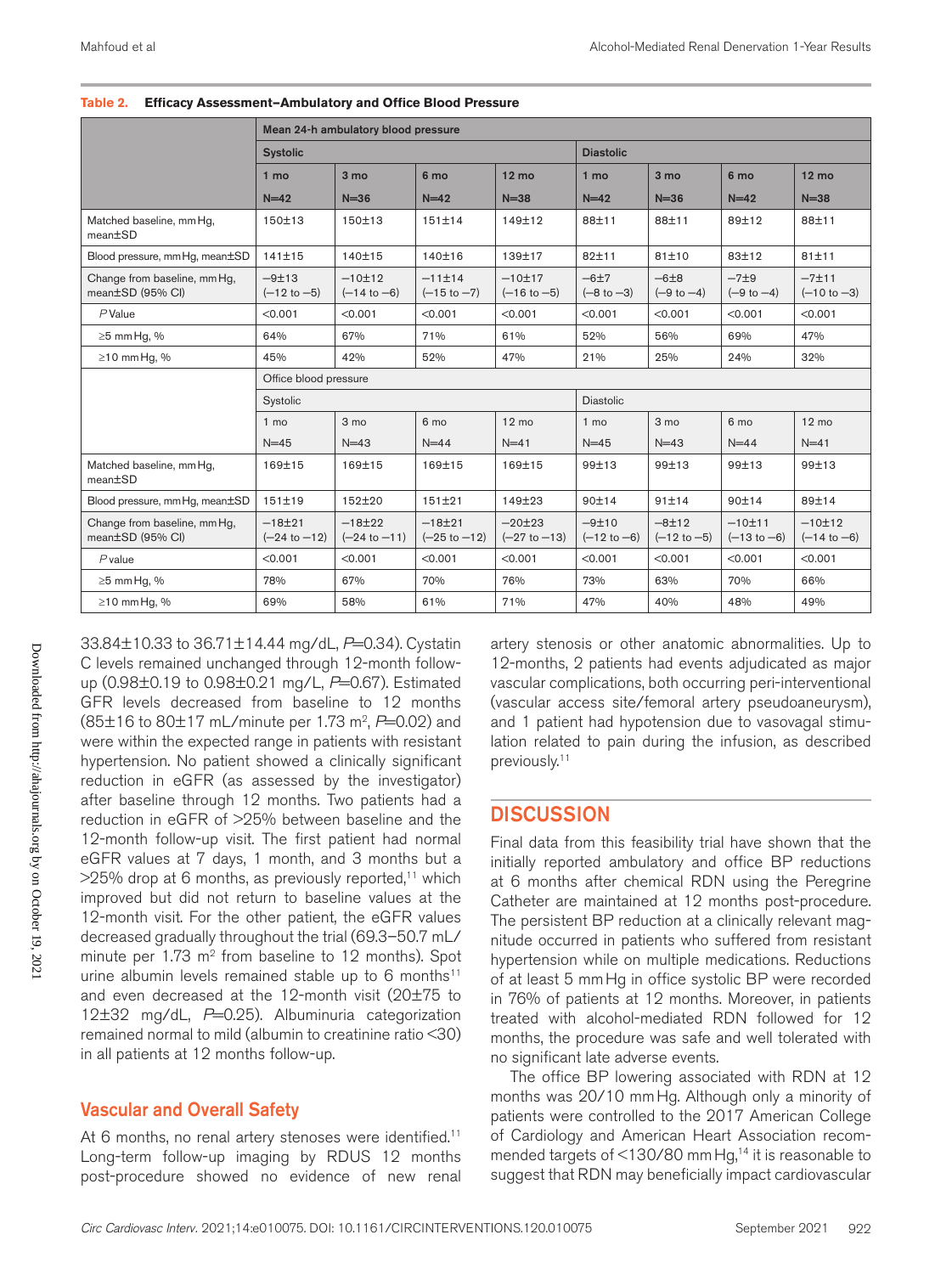**Table 2. Efficacy Assessment–Ambulatory and Office Blood Pressure**

| | Mean 24-h ambulatory blood pressure | | | | | | | |
|---|---|---|---|---|---|---|---|---|
| | Systolic | | | | Diastolic | | | |
| | 1 mo N=42 | 3 mo N=36 | 6 mo N=42 | 12 mo N=38 | 1 mo N=42 | 3 mo N=36 | 6 mo N=42 | 12 mo N=38 |
| Matched baseline, mm Hg, mean±SD | 150±13 | 150±13 | 151±14 | 149±12 | 88±11 | 88±11 | 89±12 | 88±11 |
| Blood pressure, mm Hg, mean±SD | 141±15 | 140±15 | 140±16 | 139±17 | 82±11 | 81±10 | 83±12 | 81±11 |
| Change from baseline, mm Hg, mean±SD (95% CI) | −9±13 (−12 to −5) | −10±12 (−14 to −6) | −11±14 (−15 to −7) | −10±17 (−16 to −5) | −6±7 (−8 to −3) | −6±8 (−9 to −4) | −7±9 (−9 to −4) | −7±11 (−10 to −3) |
| *P* Value | <0.001 | <0.001 | <0.001 | <0.001 | <0.001 | <0.001 | <0.001 | <0.001 |
| ≥5 mm Hg, % | 64% | 67% | 71% | 61% | 52% | 56% | 69% | 47% |
| ≥10 mm Hg, % | 45% | 42% | 52% | 47% | 21% | 25% | 24% | 32% |
| | Office blood pressure | | | | | | | |
| | Systolic | | | | Diastolic | | | |
| | 1 mo N=45 | 3 mo N=43 | 6 mo N=44 | 12 mo N=41 | 1 mo N=45 | 3 mo N=43 | 6 mo N=44 | 12 mo N=41 |
| Matched baseline, mm Hg, mean±SD | 169±15 | 169±15 | 169±15 | 169±15 | 99±13 | 99±13 | 99±13 | 99±13 |
| Blood pressure, mm Hg, mean±SD | 151±19 | 152±20 | 151±21 | 149±23 | 90±14 | 91±14 | 90±14 | 89±14 |
| Change from baseline, mm Hg, mean±SD (95% CI) | −18±21 (−24 to −12) | −18±22 (−24 to −11) | −18±21 (−25 to −12) | −20±23 (−27 to −13) | −9±10 (−12 to −6) | −8±12 (−12 to −5) | −10±11 (−13 to −6) | −10±12 (−14 to −6) |
| *P* value | <0.001 | <0.001 | <0.001 | <0.001 | <0.001 | <0.001 | <0.001 | <0.001 |
| ≥5 mm Hg, % | 78% | 67% | 70% | 76% | 73% | 63% | 70% | 66% |
| ≥10 mm Hg, % | 69% | 58% | 61% | 71% | 47% | 40% | 48% | 49% |

33.84±10.33 to 36.71±14.44 mg/dL, *P*=0.34). Cystatin C levels remained unchanged through 12-month follow-up (0.98±0.19 to 0.98±0.21 mg/L, *P*=0.67). Estimated GFR levels decreased from baseline to 12 months (85±16 to 80±17 mL/minute per 1.73 m$^2$, *P*=0.02) and were within the expected range in patients with resistant hypertension. No patient showed a clinically significant reduction in eGFR (as assessed by the investigator) after baseline through 12 months. Two patients had a reduction in eGFR of >25% between baseline and the 12-month follow-up visit. The first patient had normal eGFR values at 7 days, 1 month, and 3 months but a >25% drop at 6 months, as previously reported,[11] which improved but did not return to baseline values at the 12-month visit. For the other patient, the eGFR values decreased gradually throughout the trial (69.3–50.7 mL/minute per 1.73 m$^2$ from baseline to 12 months). Spot urine albumin levels remained stable up to 6 months[11] and even decreased at the 12-month visit (20±75 to 12±32 mg/dL, *P*=0.25). Albuminuria categorization remained normal to mild (albumin to creatinine ratio <30) in all patients at 12 months follow-up.

## Vascular and Overall Safety

At 6 months, no renal artery stenoses were identified.[11] Long-term follow-up imaging by RDUS 12 months post-procedure showed no evidence of new renal artery stenosis or other anatomic abnormalities. Up to 12-months, 2 patients had events adjudicated as major vascular complications, both occurring peri-interventional (vascular access site/femoral artery pseudoaneurysm), and 1 patient had hypotension due to vasovagal stimulation related to pain during the infusion, as described previously.[11]

# DISCUSSION

Final data from this feasibility trial have shown that the initially reported ambulatory and office BP reductions at 6 months after chemical RDN using the Peregrine Catheter are maintained at 12 months post-procedure. The persistent BP reduction at a clinically relevant magnitude occurred in patients who suffered from resistant hypertension while on multiple medications. Reductions of at least 5 mm Hg in office systolic BP were recorded in 76% of patients at 12 months. Moreover, in patients treated with alcohol-mediated RDN followed for 12 months, the procedure was safe and well tolerated with no significant late adverse events.

The office BP lowering associated with RDN at 12 months was 20/10 mm Hg. Although only a minority of patients were controlled to the 2017 American College of Cardiology and American Heart Association recommended targets of <130/80 mm Hg,[14] it is reasonable to suggest that RDN may beneficially impact cardiovascular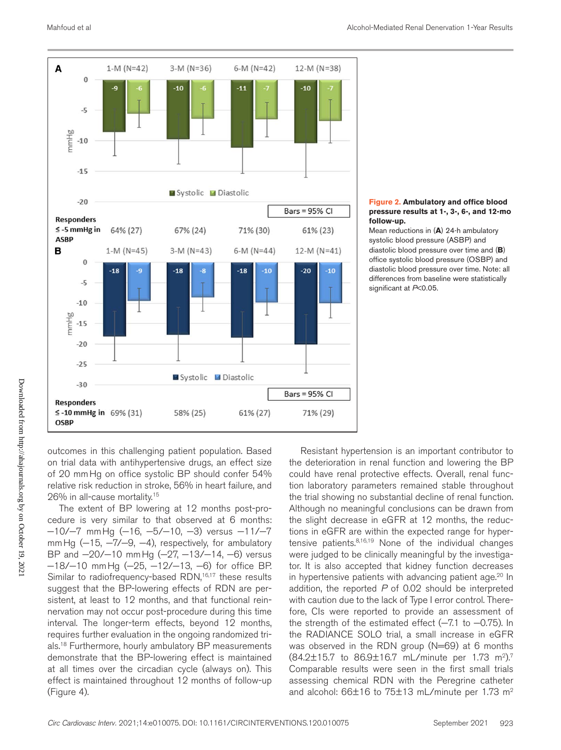**Figure 2. Ambulatory and office blood pressure results at 1-, 3-, 6-, and 12-mo follow-up.**
Mean reductions in (**A**) 24-h ambulatory systolic blood pressure (ASBP) and diastolic blood pressure over time and (**B**) office systolic blood pressure (OSBP) and diastolic blood pressure over time. Note: all differences from baseline were statistically significant at $P<0.05$.

outcomes in this challenging patient population. Based on trial data with antihypertensive drugs, an effect size of 20 mm Hg on office systolic BP should confer 54% relative risk reduction in stroke, 56% in heart failure, and 26% in all-cause mortality.[15]

The extent of BP lowering at 12 months post-procedure is very similar to that observed at 6 months: −10/−7 mm Hg (−16, −5/−10, −3) versus −11/−7 mm Hg (−15, −7/−9, −4), respectively, for ambulatory BP and −20/−10 mm Hg (−27, −13/−14, −6) versus −18/−10 mm Hg (−25, −12/−13, −6) for office BP. Similar to radiofrequency-based RDN,[16,17] these results suggest that the BP-lowering effects of RDN are persistent, at least to 12 months, and that functional reinnervation may not occur post-procedure during this time interval. The longer-term effects, beyond 12 months, requires further evaluation in the ongoing randomized trials.[18] Furthermore, hourly ambulatory BP measurements demonstrate that the BP-lowering effect is maintained at all times over the circadian cycle (always on). This effect is maintained throughout 12 months of follow-up (Figure 4).

Resistant hypertension is an important contributor to the deterioration in renal function and lowering the BP could have renal protective effects. Overall, renal function laboratory parameters remained stable throughout the trial showing no substantial decline of renal function. Although no meaningful conclusions can be drawn from the slight decrease in eGFR at 12 months, the reductions in eGFR are within the expected range for hypertensive patients.[8,16,19] None of the individual changes were judged to be clinically meaningful by the investigator. It is also accepted that kidney function decreases in hypertensive patients with advancing patient age.[20] In addition, the reported $P$ of 0.02 should be interpreted with caution due to the lack of Type I error control. Therefore, CIs were reported to provide an assessment of the strength of the estimated effect (−7.1 to −0.75). In the RADIANCE SOLO trial, a small increase in eGFR was observed in the RDN group (N=69) at 6 months (84.2±15.7 to 86.9±16.7 mL/minute per 1.73 m$^2$).[7] Comparable results were seen in the first small trials assessing chemical RDN with the Peregrine catheter and alcohol: 66±16 to 75±13 mL/minute per 1.73 m$^2$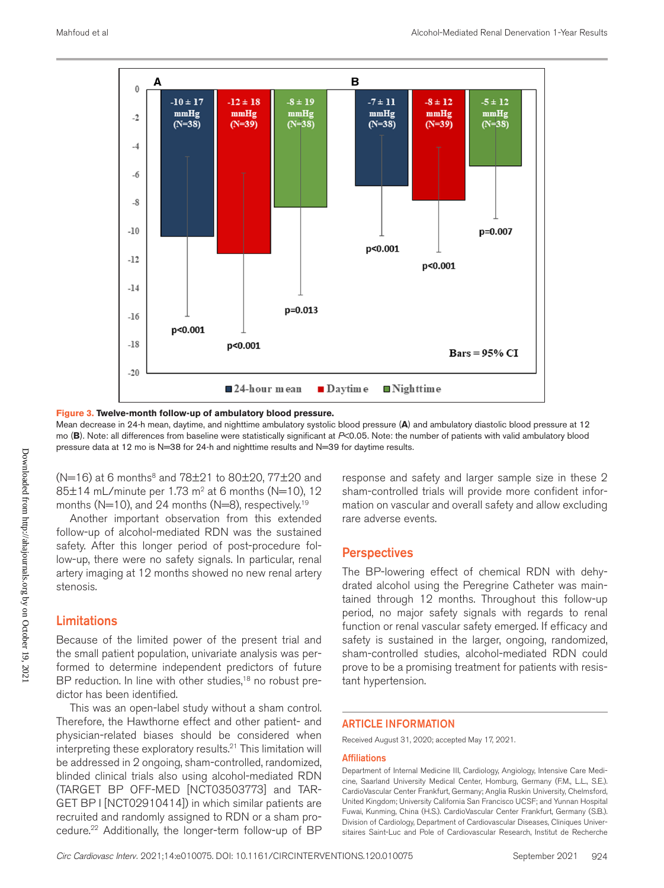**Figure 3. Twelve-month follow-up of ambulatory blood pressure.**

Mean decrease in 24-h mean, daytime, and nighttime ambulatory systolic blood pressure (**A**) and ambulatory diastolic blood pressure at 12 mo (**B**). Note: all differences from baseline were statistically significant at *P*<0.05. Note: the number of patients with valid ambulatory blood pressure data at 12 mo is N=38 for 24-h and nighttime results and N=39 for daytime results.

(N=16) at 6 months[8] and 78±21 to 80±20, 77±20 and 85±14 mL/minute per 1.73 m[2] at 6 months (N=10), 12 months (N=10), and 24 months (N=8), respectively.[19]

Another important observation from this extended follow-up of alcohol-mediated RDN was the sustained safety. After this longer period of post-procedure follow-up, there were no safety signals. In particular, renal artery imaging at 12 months showed no new renal artery stenosis.

## Limitations

Because of the limited power of the present trial and the small patient population, univariate analysis was performed to determine independent predictors of future BP reduction. In line with other studies,[18] no robust predictor has been identified.

This was an open-label study without a sham control. Therefore, the Hawthorne effect and other patient- and physician-related biases should be considered when interpreting these exploratory results.[21] This limitation will be addressed in 2 ongoing, sham-controlled, randomized, blinded clinical trials also using alcohol-mediated RDN (TARGET BP OFF-MED [NCT03503773] and TARGET BP I [NCT02910414]) in which similar patients are recruited and randomly assigned to RDN or a sham procedure.[22] Additionally, the longer-term follow-up of BP response and safety and larger sample size in these 2 sham-controlled trials will provide more confident information on vascular and overall safety and allow excluding rare adverse events.

## Perspectives

The BP-lowering effect of chemical RDN with dehydrated alcohol using the Peregrine Catheter was maintained through 12 months. Throughout this follow-up period, no major safety signals with regards to renal function or renal vascular safety emerged. If efficacy and safety is sustained in the larger, ongoing, randomized, sham-controlled studies, alcohol-mediated RDN could prove to be a promising treatment for patients with resistant hypertension.

## ARTICLE INFORMATION

Received August 31, 2020; accepted May 17, 2021.

### Affiliations

Department of Internal Medicine III, Cardiology, Angiology, Intensive Care Medicine, Saarland University Medical Center, Homburg, Germany (F.M., L.L., S.E.). CardioVascular Center Frankfurt, Germany; Anglia Ruskin University, Chelmsford, United Kingdom; University California San Francisco UCSF; and Yunnan Hospital Fuwai, Kunming, China (H.S.). CardioVascular Center Frankfurt, Germany (S.B.). Division of Cardiology, Department of Cardiovascular Diseases, Cliniques Universitaires Saint-Luc and Pole of Cardiovascular Research, Institut de Recherche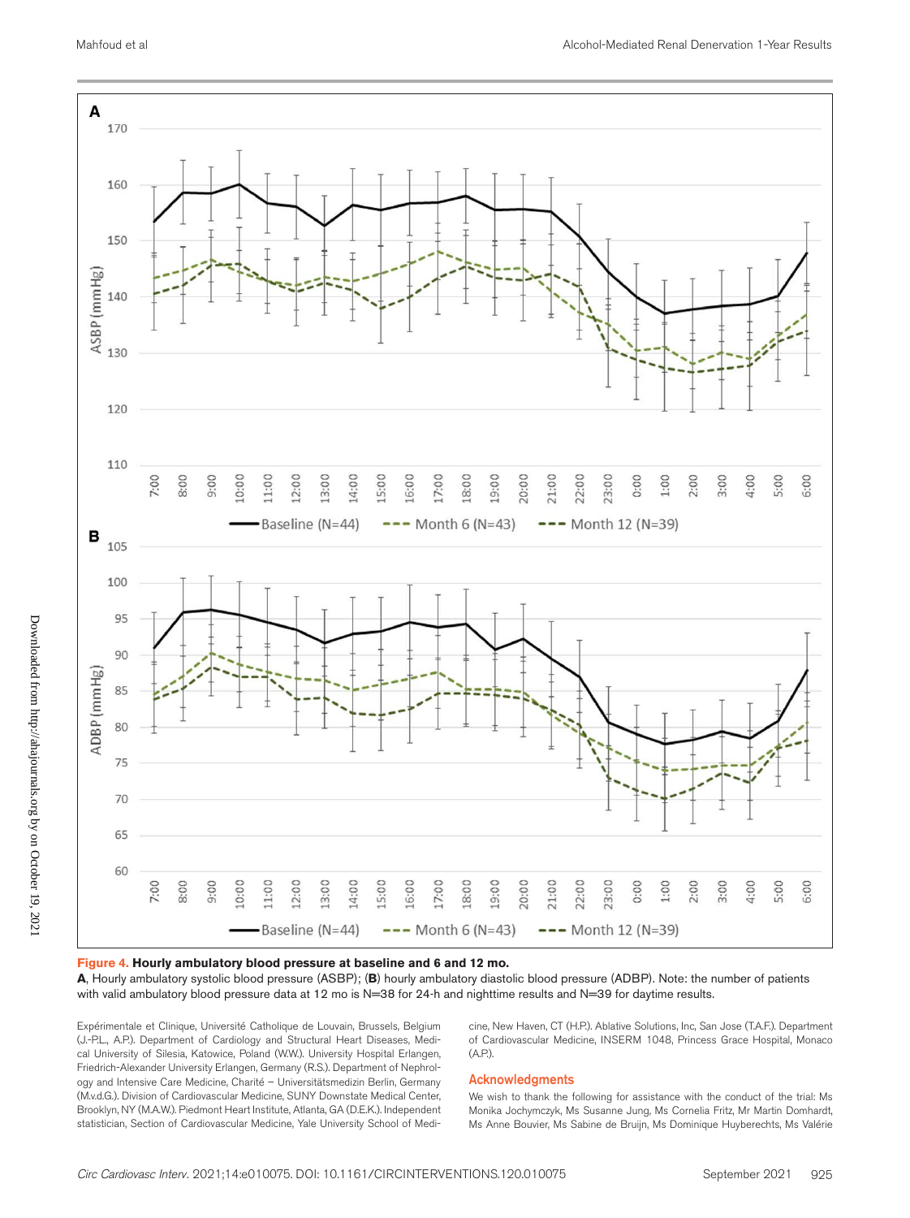**Figure 4. Hourly ambulatory blood pressure at baseline and 6 and 12 mo.**

**A**, Hourly ambulatory systolic blood pressure (ASBP); (**B**) hourly ambulatory diastolic blood pressure (ADBP). Note: the number of patients with valid ambulatory blood pressure data at 12 mo is N=38 for 24-h and nighttime results and N=39 for daytime results.

Expérimentale et Clinique, Université Catholique de Louvain, Brussels, Belgium (J.-P.L., A.P.). Department of Cardiology and Structural Heart Diseases, Medical University of Silesia, Katowice, Poland (W.W.). University Hospital Erlangen, Friedrich-Alexander University Erlangen, Germany (R.S.). Department of Nephrology and Intensive Care Medicine, Charité – Universitätsmedizin Berlin, Germany (M.v.d.G.). Division of Cardiovascular Medicine, SUNY Downstate Medical Center, Brooklyn, NY (M.A.W.). Piedmont Heart Institute, Atlanta, GA (D.E.K.). Independent statistician, Section of Cardiovascular Medicine, Yale University School of Medicine, New Haven, CT (H.P.). Ablative Solutions, Inc, San Jose (T.A.F.). Department of Cardiovascular Medicine, INSERM 1048, Princess Grace Hospital, Monaco (A.P.).

## Acknowledgments

We wish to thank the following for assistance with the conduct of the trial: Ms Monika Jochymczyk, Ms Susanne Jung, Ms Cornelia Fritz, Mr Martin Domhardt, Ms Anne Bouvier, Ms Sabine de Bruijn, Ms Dominique Huyberechts, Ms Valérie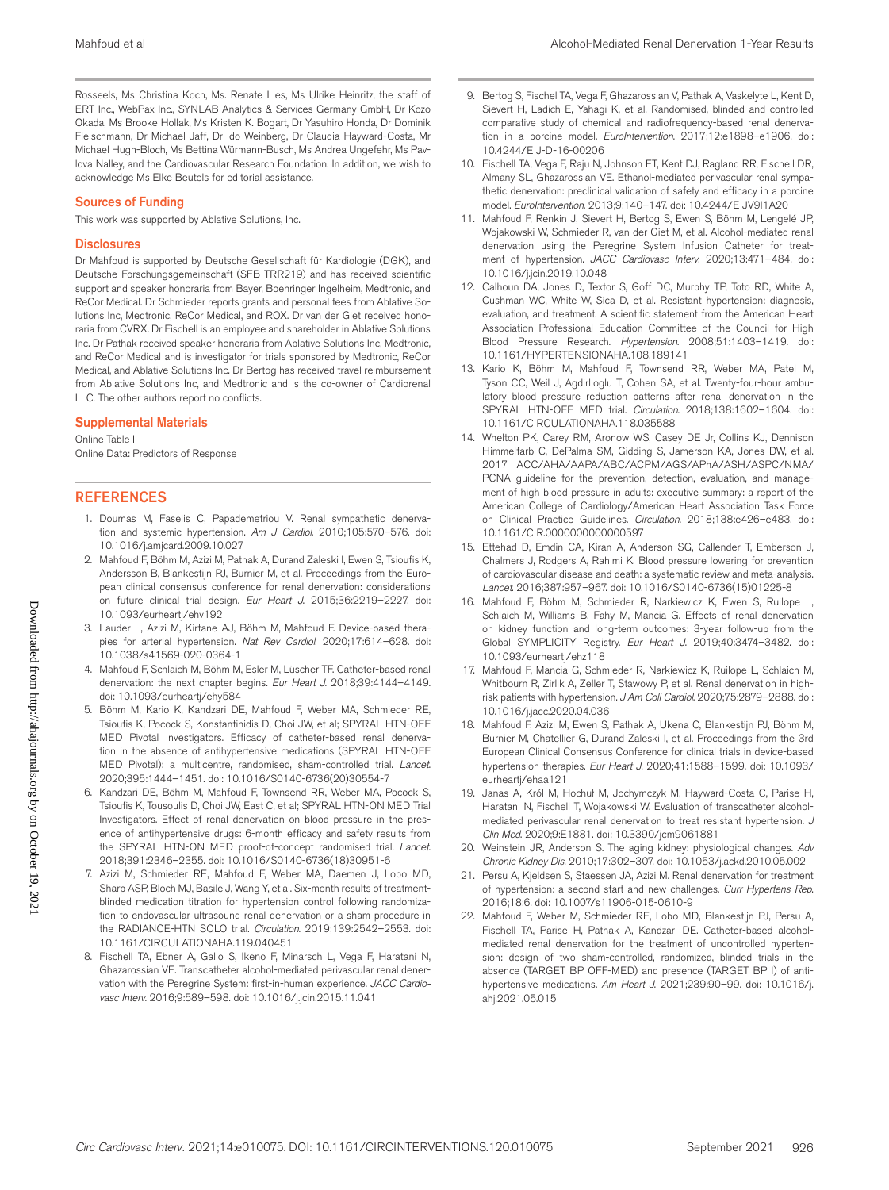Rosseels, Ms Christina Koch, Ms. Renate Lies, Ms Ulrike Heinritz, the staff of ERT Inc., WebPax Inc., SYNLAB Analytics & Services Germany GmbH, Dr Kozo Okada, Ms Brooke Hollak, Ms Kristen K. Bogart, Dr Yasuhiro Honda, Dr Dominik Fleischmann, Dr Michael Jaff, Dr Ido Weinberg, Dr Claudia Hayward-Costa, Mr Michael Hugh-Bloch, Ms Bettina Würmann-Busch, Ms Andrea Ungefehr, Ms Pavlova Nalley, and the Cardiovascular Research Foundation. In addition, we wish to acknowledge Ms Elke Beutels for editorial assistance.

## Sources of Funding

This work was supported by Ablative Solutions, Inc.

## Disclosures

Dr Mahfoud is supported by Deutsche Gesellschaft für Kardiologie (DGK), and Deutsche Forschungsgemeinschaft (SFB TRR219) and has received scientific support and speaker honoraria from Bayer, Boehringer Ingelheim, Medtronic, and ReCor Medical. Dr Schmieder reports grants and personal fees from Ablative Solutions Inc, Medtronic, ReCor Medical, and ROX. Dr van der Giet received honoraria from CVRX. Dr Fischell is an employee and shareholder in Ablative Solutions Inc. Dr Pathak received speaker honoraria from Ablative Solutions Inc, Medtronic, and ReCor Medical and is investigator for trials sponsored by Medtronic, ReCor Medical, and Ablative Solutions Inc. Dr Bertog has received travel reimbursement from Ablative Solutions Inc, and Medtronic and is the co-owner of Cardiorenal LLC. The other authors report no conflicts.

## Supplemental Materials

Online Table I
Online Data: Predictors of Response

## REFERENCES

1. Doumas M, Faselis C, Papademetriou V. Renal sympathetic denervation and systemic hypertension. *Am J Cardiol*. 2010;105:570–576. doi: 10.1016/j.amjcard.2009.10.027
2. Mahfoud F, Böhm M, Azizi M, Pathak A, Durand Zaleski I, Ewen S, Tsioufis K, Andersson B, Blankestijn PJ, Burnier M, et al. Proceedings from the European clinical consensus conference for renal denervation: considerations on future clinical trial design. *Eur Heart J*. 2015;36:2219–2227. doi: 10.1093/eurheartj/ehv192
3. Lauder L, Azizi M, Kirtane AJ, Böhm M, Mahfoud F. Device-based therapies for arterial hypertension. *Nat Rev Cardiol*. 2020;17:614–628. doi: 10.1038/s41569-020-0364-1
4. Mahfoud F, Schlaich M, Böhm M, Esler M, Lüscher TF. Catheter-based renal denervation: the next chapter begins. *Eur Heart J*. 2018;39:4144–4149. doi: 10.1093/eurheartj/ehy584
5. Böhm M, Kario K, Kandzari DE, Mahfoud F, Weber MA, Schmieder RE, Tsioufis K, Pocock S, Konstantinidis D, Choi JW, et al; SPYRAL HTN-OFF MED Pivotal Investigators. Efficacy of catheter-based renal denervation in the absence of antihypertensive medications (SPYRAL HTN-OFF MED Pivotal): a multicentre, randomised, sham-controlled trial. *Lancet*. 2020;395:1444–1451. doi: 10.1016/S0140-6736(20)30554-7
6. Kandzari DE, Böhm M, Mahfoud F, Townsend RR, Weber MA, Pocock S, Tsioufis K, Tousoulis D, Choi JW, East C, et al; SPYRAL HTN-ON MED Trial Investigators. Effect of renal denervation on blood pressure in the presence of antihypertensive drugs: 6-month efficacy and safety results from the SPYRAL HTN-ON MED proof-of-concept randomised trial. *Lancet*. 2018;391:2346–2355. doi: 10.1016/S0140-6736(18)30951-6
7. Azizi M, Schmieder RE, Mahfoud F, Weber MA, Daemen J, Lobo MD, Sharp ASP, Bloch MJ, Basile J, Wang Y, et al. Six-month results of treatment-blinded medication titration for hypertension control following randomization to endovascular ultrasound renal denervation or a sham procedure in the RADIANCE-HTN SOLO trial. *Circulation*. 2019;139:2542–2553. doi: 10.1161/CIRCULATIONAHA.119.040451
8. Fischell TA, Ebner A, Gallo S, Ikeno F, Minarsch L, Vega F, Haratani N, Ghazarossian VE. Transcatheter alcohol-mediated perivascular renal denervation with the Peregrine System: first-in-human experience. *JACC Cardiovasc Interv*. 2016;9:589–598. doi: 10.1016/j.jcin.2015.11.041
9. Bertog S, Fischel TA, Vega F, Ghazarossian V, Pathak A, Vaskelyte L, Kent D, Sievert H, Ladich E, Yahagi K, et al. Randomised, blinded and controlled comparative study of chemical and radiofrequency-based renal denervation in a porcine model. *EuroIntervention*. 2017;12:e1898–e1906. doi: 10.4244/EIJ-D-16-00206
10. Fischell TA, Vega F, Raju N, Johnson ET, Kent DJ, Ragland RR, Fischell DR, Almany SL, Ghazarossian VE. Ethanol-mediated perivascular renal sympathetic denervation: preclinical validation of safety and efficacy in a porcine model. *EuroIntervention*. 2013;9:140–147. doi: 10.4244/EIJV9I1A20
11. Mahfoud F, Renkin J, Sievert H, Bertog S, Ewen S, Böhm M, Lengelé JP, Wojakowski W, Schmieder R, van der Giet M, et al. Alcohol-mediated renal denervation using the Peregrine System Infusion Catheter for treatment of hypertension. *JACC Cardiovasc Interv*. 2020;13:471–484. doi: 10.1016/j.jcin.2019.10.048
12. Calhoun DA, Jones D, Textor S, Goff DC, Murphy TP, Toto RD, White A, Cushman WC, White W, Sica D, et al. Resistant hypertension: diagnosis, evaluation, and treatment. A scientific statement from the American Heart Association Professional Education Committee of the Council for High Blood Pressure Research. *Hypertension*. 2008;51:1403–1419. doi: 10.1161/HYPERTENSIONAHA.108.189141
13. Kario K, Böhm M, Mahfoud F, Townsend RR, Weber MA, Patel M, Tyson CC, Weil J, Agdirlioglu T, Cohen SA, et al. Twenty-four-hour ambulatory blood pressure reduction patterns after renal denervation in the SPYRAL HTN-OFF MED trial. *Circulation*. 2018;138:1602–1604. doi: 10.1161/CIRCULATIONAHA.118.035588
14. Whelton PK, Carey RM, Aronow WS, Casey DE Jr, Collins KJ, Dennison Himmelfarb C, DePalma SM, Gidding S, Jamerson KA, Jones DW, et al. 2017 ACC/AHA/AAPA/ABC/ACPM/AGS/APhA/ASH/ASPC/NMA/PCNA guideline for the prevention, detection, evaluation, and management of high blood pressure in adults: executive summary: a report of the American College of Cardiology/American Heart Association Task Force on Clinical Practice Guidelines. *Circulation*. 2018;138:e426–e483. doi: 10.1161/CIR.0000000000000597
15. Ettehad D, Emdin CA, Kiran A, Anderson SG, Callender T, Emberson J, Chalmers J, Rodgers A, Rahimi K. Blood pressure lowering for prevention of cardiovascular disease and death: a systematic review and meta-analysis. *Lancet*. 2016;387:957–967. doi: 10.1016/S0140-6736(15)01225-8
16. Mahfoud F, Böhm M, Schmieder R, Narkiewicz K, Ewen S, Ruilope L, Schlaich M, Williams B, Fahy M, Mancia G. Effects of renal denervation on kidney function and long-term outcomes: 3-year follow-up from the Global SYMPLICITY Registry. *Eur Heart J*. 2019;40:3474–3482. doi: 10.1093/eurheartj/ehz118
17. Mahfoud F, Mancia G, Schmieder R, Narkiewicz K, Ruilope L, Schlaich M, Whitbourn R, Zirlik A, Zeller T, Stawowy P, et al. Renal denervation in high-risk patients with hypertension. *J Am Coll Cardiol*. 2020;75:2879–2888. doi: 10.1016/j.jacc.2020.04.036
18. Mahfoud F, Azizi M, Ewen S, Pathak A, Ukena C, Blankestijn PJ, Böhm M, Burnier M, Chatellier G, Durand Zaleski I, et al. Proceedings from the 3rd European Clinical Consensus Conference for clinical trials in device-based hypertension therapies. *Eur Heart J*. 2020;41:1588–1599. doi: 10.1093/eurheartj/ehaa121
19. Janas A, Król M, Hochuł M, Jochymczyk M, Hayward-Costa C, Parise H, Haratani N, Fischell T, Wojakowski W. Evaluation of transcatheter alcohol-mediated perivascular renal denervation to treat resistant hypertension. *J Clin Med*. 2020;9:E1881. doi: 10.3390/jcm9061881
20. Weinstein JR, Anderson S. The aging kidney: physiological changes. *Adv Chronic Kidney Dis*. 2010;17:302–307. doi: 10.1053/j.ackd.2010.05.002
21. Persu A, Kjeldsen S, Staessen JA, Azizi M. Renal denervation for treatment of hypertension: a second start and new challenges. *Curr Hypertens Rep*. 2016;18:6. doi: 10.1007/s11906-015-0610-9
22. Mahfoud F, Weber M, Schmieder RE, Lobo MD, Blankestijn PJ, Persu A, Fischell TA, Parise H, Pathak A, Kandzari DE. Catheter-based alcohol-mediated renal denervation for the treatment of uncontrolled hypertension: design of two sham-controlled, randomized, blinded trials in the absence (TARGET BP OFF-MED) and presence (TARGET BP I) of antihypertensive medications. *Am Heart J*. 2021;239:90–99. doi: 10.1016/j.ahj.2021.05.015